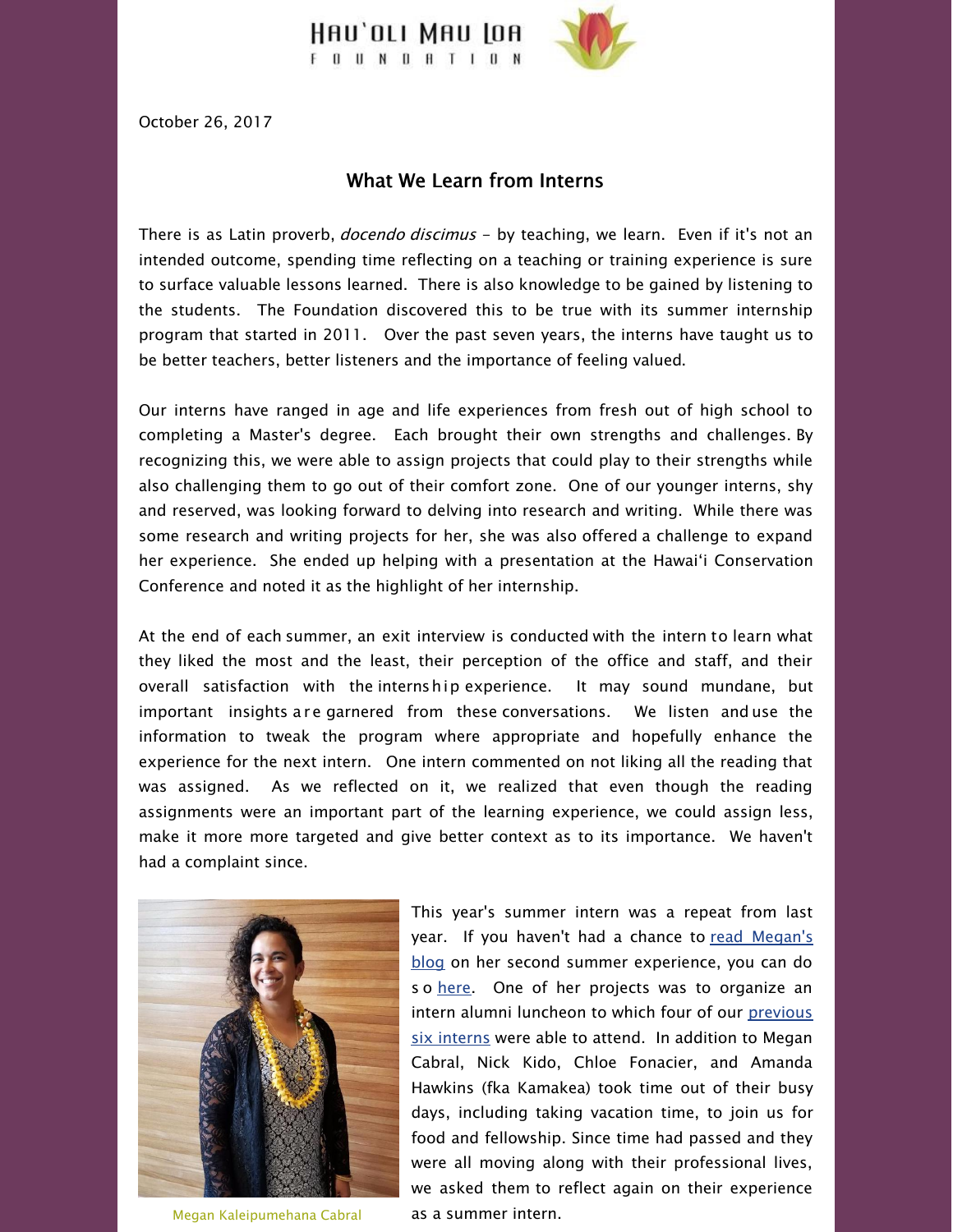Hau'oli Mau Loa Foundation

October 26, 2017

## What We Learn from Interns

There is as Latin proverb, *docendo discimus* - by teaching, we learn. Even if it's not an intended outcome, spending time reflecting on a teaching or training experience is sure to surface valuable lessons learned. There is also knowledge to be gained by listening to the students. The Foundation discovered this to be true with its summer internship program that started in 2011. Over the past seven years, the interns have taught us to be better teachers, better listeners and the importance of feeling valued.

Our interns have ranged in age and life experiences from fresh out of high school to completing a Master's degree. Each brought their own strengths and challenges. By recognizing this, we were able to assign projects that could play to their strengths while also challenging them to go out of their comfort zone. One of our younger interns, shy and reserved, was looking forward to delving into research and writing. While there was some research and writing projects for her, she was also offered a challenge to expand her experience. She ended up helping with a presentation at the Hawai'i Conservation Conference and noted it as the highlight of her internship.

At the end of each summer, an exit interview is conducted with the intern to learn what they liked the most and the least, their perception of the office and staff, and their overall satisfaction with the internship experience. It may sound mundane, but important insights are garnered from these conversations. We listen and use the information to tweak the program where appropriate and hopefully enhance the experience for the next intern. One intern commented on not liking all the reading that was assigned. As we reflected on it, we realized that even though the reading assignments were an important part of the learning experience, we could assign less, make it more more targeted and give better context as to its importance. We haven't had a complaint since.

Megan Kaleipumehana Cabral

This year's summer intern was a repeat from last year. If you haven't had a chance to read Megan's blog on her second summer experience, you can do so here. One of her projects was to organize an intern alumni luncheon to which four of our previous six interns were able to attend. In addition to Megan Cabral, Nick Kido, Chloe Fonacier, and Amanda Hawkins (fka Kamakea) took time out of their busy days, including taking vacation time, to join us for food and fellowship. Since time had passed and they were all moving along with their professional lives, we asked them to reflect again on their experience as a summer intern.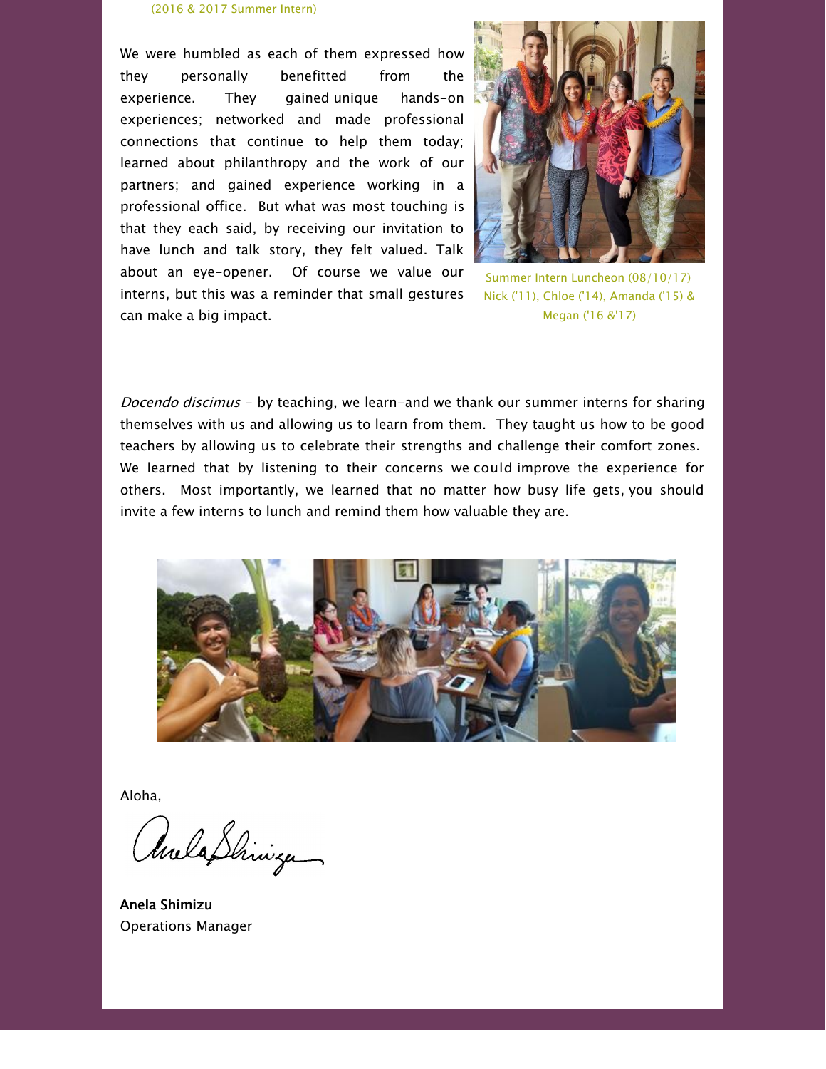(2016 & 2017 Summer Intern)

We were humbled as each of them expressed how they personally benefitted from the experience. They gained unique hands-on experiences; networked and made professional connections that continue to help them today; learned about philanthropy and the work of our partners; and gained experience working in a professional office. But what was most touching is that they each said, by receiving our invitation to have lunch and talk story, they felt valued. Talk about an eye-opener. Of course we value our interns, but this was a reminder that small gestures can make a big impact.

Summer Intern Luncheon (08/10/17)
Nick ('11), Chloe ('14), Amanda ('15) & Megan ('16 &'17)

*Docendo discimus* - by teaching, we learn-and we thank our summer interns for sharing themselves with us and allowing us to learn from them. They taught us how to be good teachers by allowing us to celebrate their strengths and challenge their comfort zones. We learned that by listening to their concerns we could improve the experience for others. Most importantly, we learned that no matter how busy life gets, you should invite a few interns to lunch and remind them how valuable they are.

Aloha,

**Anela Shimizu**
Operations Manager